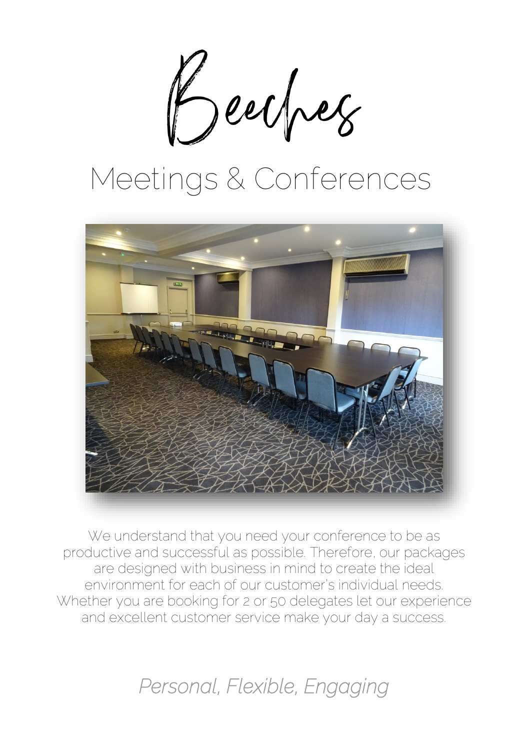# Beeches

## Meetings & Conferences

We understand that you need your conference to be as productive and successful as possible. Therefore, our packages are designed with business in mind to create the ideal environment for each of our customer's individual needs. Whether you are booking for 2 or 50 delegates let our experience and excellent customer service make your day a success.

*Personal, Flexible, Engaging*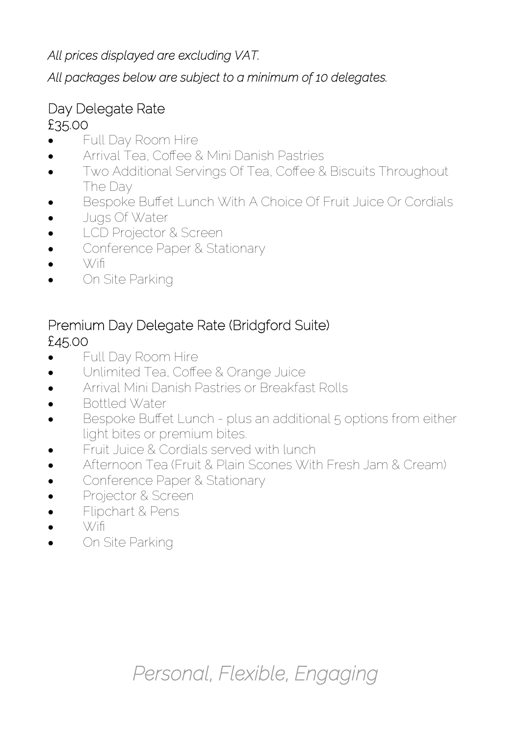*All prices displayed are excluding VAT.*

*All packages below are subject to a minimum of 10 delegates.*

## Day Delegate Rate

£35.00

- Full Day Room Hire
- Arrival Tea, Coffee & Mini Danish Pastries
- Two Additional Servings Of Tea, Coffee & Biscuits Throughout The Day
- Bespoke Buffet Lunch With A Choice Of Fruit Juice Or Cordials
- Jugs Of Water
- LCD Projector & Screen
- Conference Paper & Stationary
- Wifi
- On Site Parking

## Premium Day Delegate Rate (Bridgford Suite)

£45.00

- Full Day Room Hire
- Unlimited Tea, Coffee & Orange Juice
- Arrival Mini Danish Pastries or Breakfast Rolls
- Bottled Water
- Bespoke Buffet Lunch - plus an additional 5 options from either light bites or premium bites.
- Fruit Juice & Cordials served with lunch
- Afternoon Tea (Fruit & Plain Scones With Fresh Jam & Cream)
- Conference Paper & Stationary
- Projector & Screen
- Flipchart & Pens
- Wifi
- On Site Parking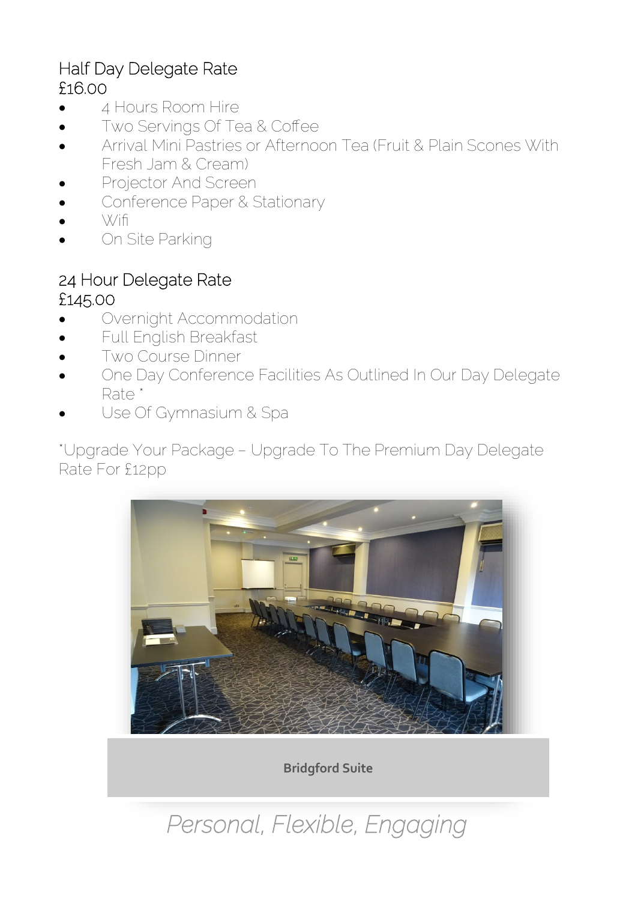## Half Day Delegate Rate
£16.00

- 4 Hours Room Hire
- Two Servings Of Tea & Coffee
- Arrival Mini Pastries or Afternoon Tea (Fruit & Plain Scones With Fresh Jam & Cream)
- Projector And Screen
- Conference Paper & Stationary
- Wifi
- On Site Parking

## 24 Hour Delegate Rate
£145.00

- Overnight Accommodation
- Full English Breakfast
- Two Course Dinner
- One Day Conference Facilities As Outlined In Our Day Delegate Rate *
- Use Of Gymnasium & Spa

*Upgrade Your Package – Upgrade To The Premium Day Delegate Rate For £12pp

**Bridgford Suite**

*Personal, Flexible, Engaging*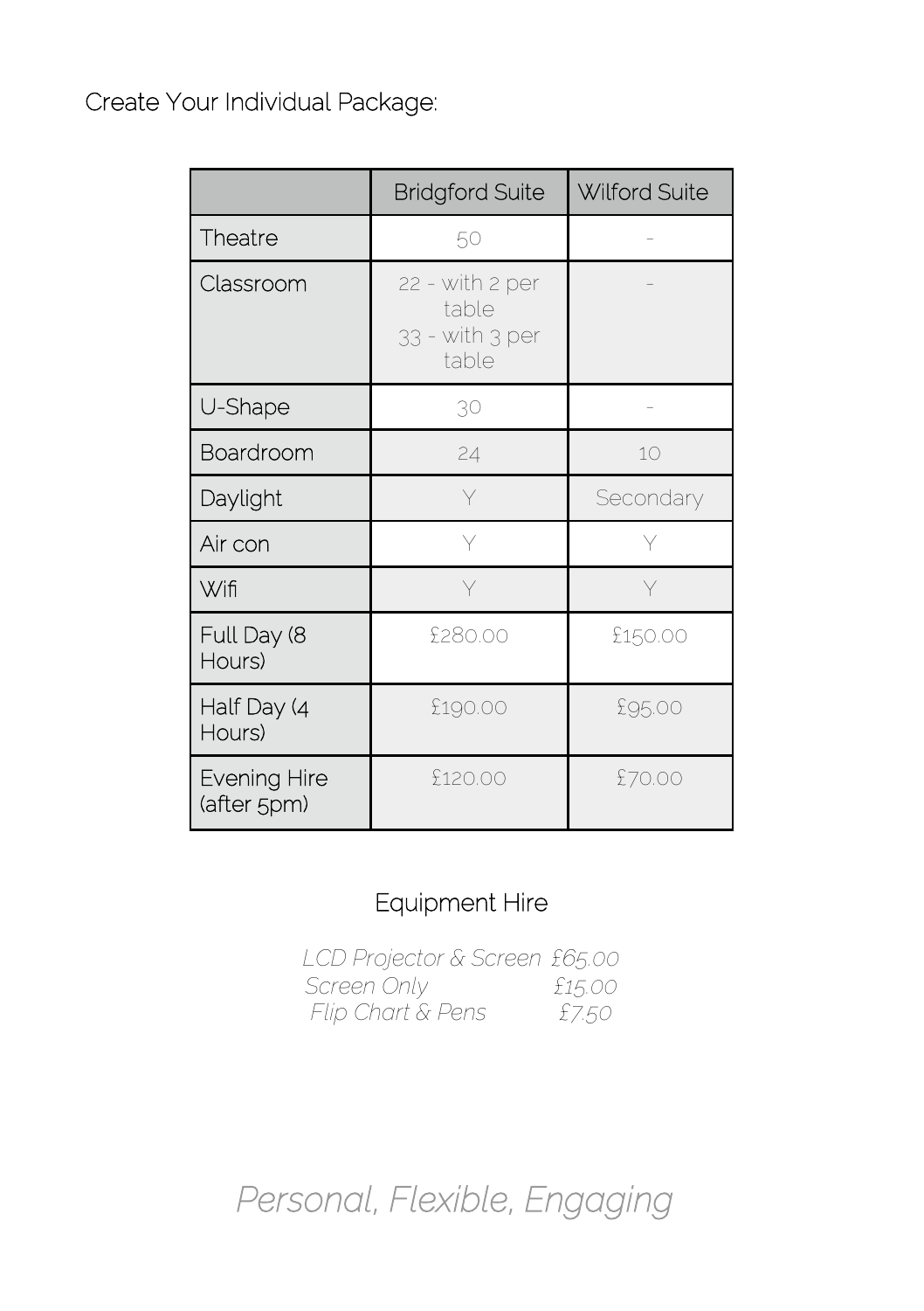Create Your Individual Package:

| | Bridgford Suite | Wilford Suite |
|---|---|---|
| Theatre | 50 | - |
| Classroom | 22 - with 2 per table<br>33 - with 3 per table | - |
| U-Shape | 30 | - |
| Boardroom | 24 | 10 |
| Daylight | Y | Secondary |
| Air con | Y | Y |
| Wifi | Y | Y |
| Full Day (8 Hours) | £280.00 | £150.00 |
| Half Day (4 Hours) | £190.00 | £95.00 |
| Evening Hire (after 5pm) | £120.00 | £70.00 |

## Equipment Hire

*LCD Projector & Screen £65.00*
*Screen Only £15.00*
*Flip Chart & Pens £7.50*

*Personal, Flexible, Engaging*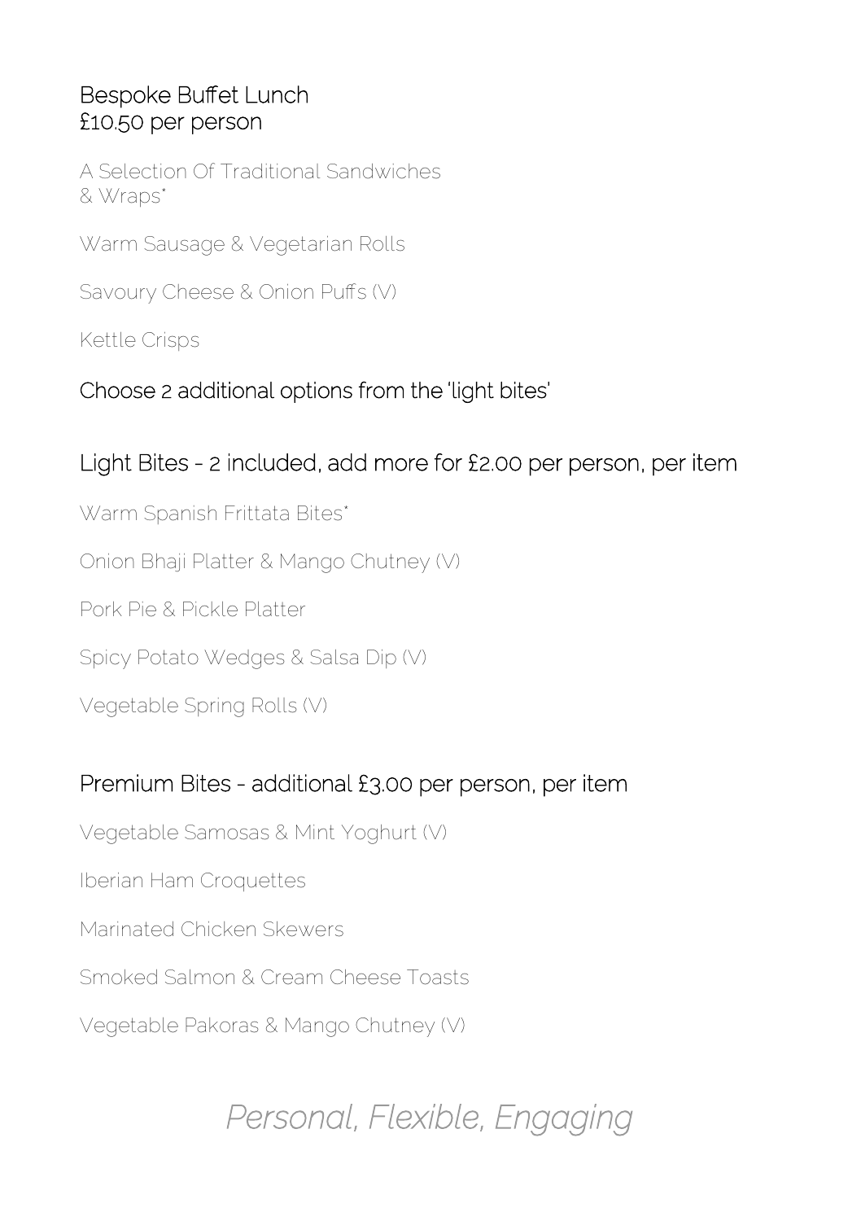## Bespoke Buffet Lunch
## £10.50 per person

A Selection Of Traditional Sandwiches & Wraps*

Warm Sausage & Vegetarian Rolls

Savoury Cheese & Onion Puffs (V)

Kettle Crisps

### Choose 2 additional options from the 'light bites'

## Light Bites - 2 included, add more for £2.00 per person, per item

Warm Spanish Frittata Bites*

Onion Bhaji Platter & Mango Chutney (V)

Pork Pie & Pickle Platter

Spicy Potato Wedges & Salsa Dip (V)

Vegetable Spring Rolls (V)

## Premium Bites - additional £3.00 per person, per item

Vegetable Samosas & Mint Yoghurt (V)

Iberian Ham Croquettes

Marinated Chicken Skewers

Smoked Salmon & Cream Cheese Toasts

Vegetable Pakoras & Mango Chutney (V)

*Personal, Flexible, Engaging*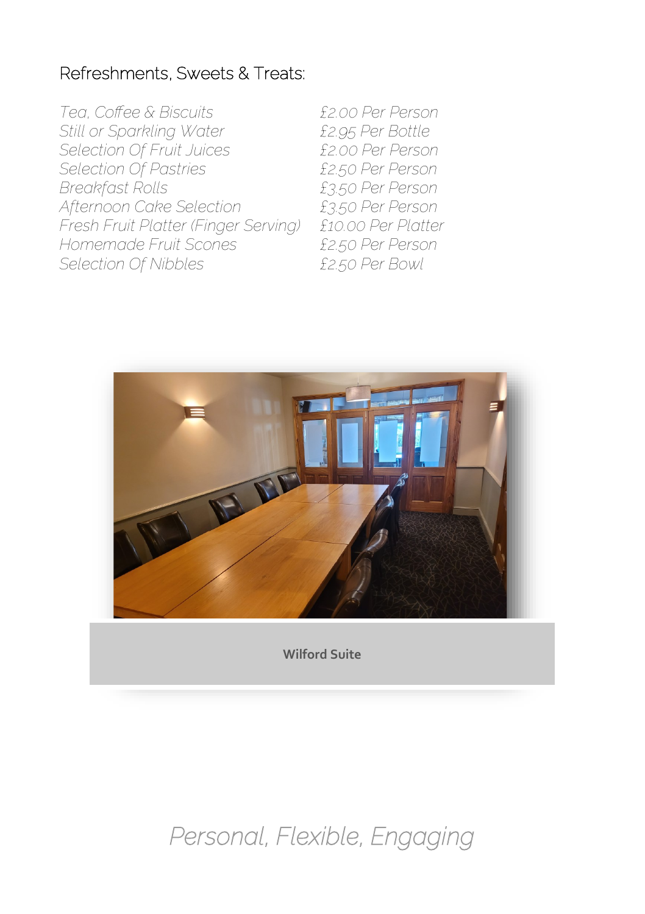## Refreshments, Sweets & Treats:

| | |
|---|---|
| *Tea, Coffee & Biscuits* | *£2.00 Per Person* |
| *Still or Sparkling Water* | *£2.95 Per Bottle* |
| *Selection Of Fruit Juices* | *£2.00 Per Person* |
| *Selection Of Pastries* | *£2.50 Per Person* |
| *Breakfast Rolls* | *£3.50 Per Person* |
| *Afternoon Cake Selection* | *£3.50 Per Person* |
| *Fresh Fruit Platter (Finger Serving)* | *£10.00 Per Platter* |
| *Homemade Fruit Scones* | *£2.50 Per Person* |
| *Selection Of Nibbles* | *£2.50 Per Bowl* |

**Wilford Suite**

*Personal, Flexible, Engaging*